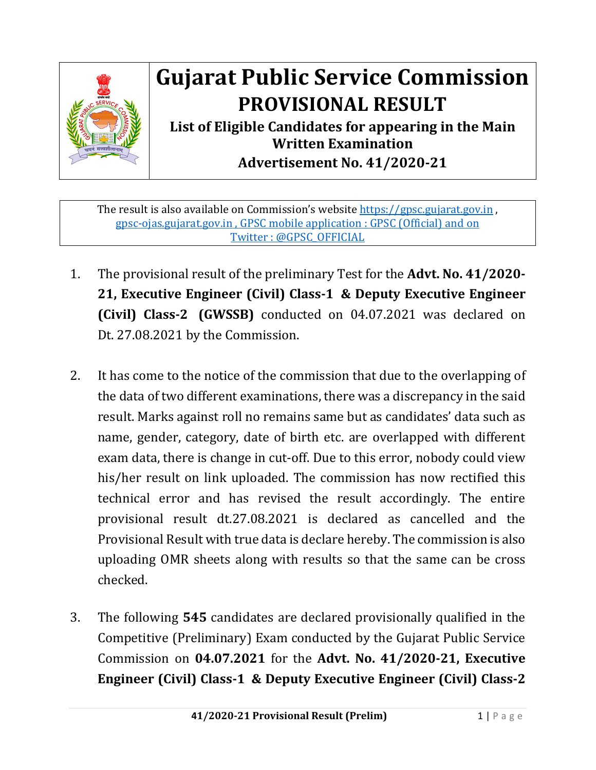# Gujarat Public Service Commission

## PROVISIONAL RESULT

### List of Eligible Candidates for appearing in the Main Written Examination

### Advertisement No. 41/2020-21

The result is also available on Commission's website https://gpsc.gujarat.gov.in , gpsc-ojas.gujarat.gov.in , GPSC mobile application : GPSC (Official) and on Twitter : @GPSC_OFFICIAL

1. The provisional result of the preliminary Test for the **Advt. No. 41/2020-21, Executive Engineer (Civil) Class-1 & Deputy Executive Engineer (Civil) Class-2 (GWSSB)** conducted on 04.07.2021 was declared on Dt. 27.08.2021 by the Commission.

2. It has come to the notice of the commission that due to the overlapping of the data of two different examinations, there was a discrepancy in the said result. Marks against roll no remains same but as candidates' data such as name, gender, category, date of birth etc. are overlapped with different exam data, there is change in cut-off. Due to this error, nobody could view his/her result on link uploaded. The commission has now rectified this technical error and has revised the result accordingly. The entire provisional result dt.27.08.2021 is declared as cancelled and the Provisional Result with true data is declare hereby. The commission is also uploading OMR sheets along with results so that the same can be cross checked.

3. The following **545** candidates are declared provisionally qualified in the Competitive (Preliminary) Exam conducted by the Gujarat Public Service Commission on **04.07.2021** for the **Advt. No. 41/2020-21, Executive Engineer (Civil) Class-1 & Deputy Executive Engineer (Civil) Class-2**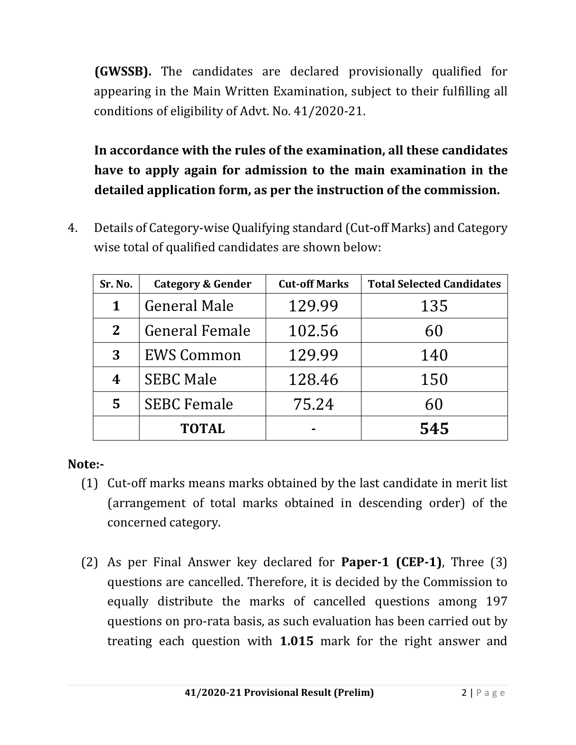**(GWSSB).** The candidates are declared provisionally qualified for appearing in the Main Written Examination, subject to their fulfilling all conditions of eligibility of Advt. No. 41/2020-21.

**In accordance with the rules of the examination, all these candidates have to apply again for admission to the main examination in the detailed application form, as per the instruction of the commission.**

4. Details of Category-wise Qualifying standard (Cut-off Marks) and Category wise total of qualified candidates are shown below:

| Sr. No. | Category & Gender | Cut-off Marks | Total Selected Candidates |
|---|---|---|---|
| **1** | General Male | 129.99 | 135 |
| **2** | General Female | 102.56 | 60 |
| **3** | EWS Common | 129.99 | 140 |
| **4** | SEBC Male | 128.46 | 150 |
| **5** | SEBC Female | 75.24 | 60 |
| | **TOTAL** | - | **545** |

**Note:-**

(1) Cut-off marks means marks obtained by the last candidate in merit list (arrangement of total marks obtained in descending order) of the concerned category.

(2) As per Final Answer key declared for **Paper-1 (CEP-1)**, Three (3) questions are cancelled. Therefore, it is decided by the Commission to equally distribute the marks of cancelled questions among 197 questions on pro-rata basis, as such evaluation has been carried out by treating each question with **1.015** mark for the right answer and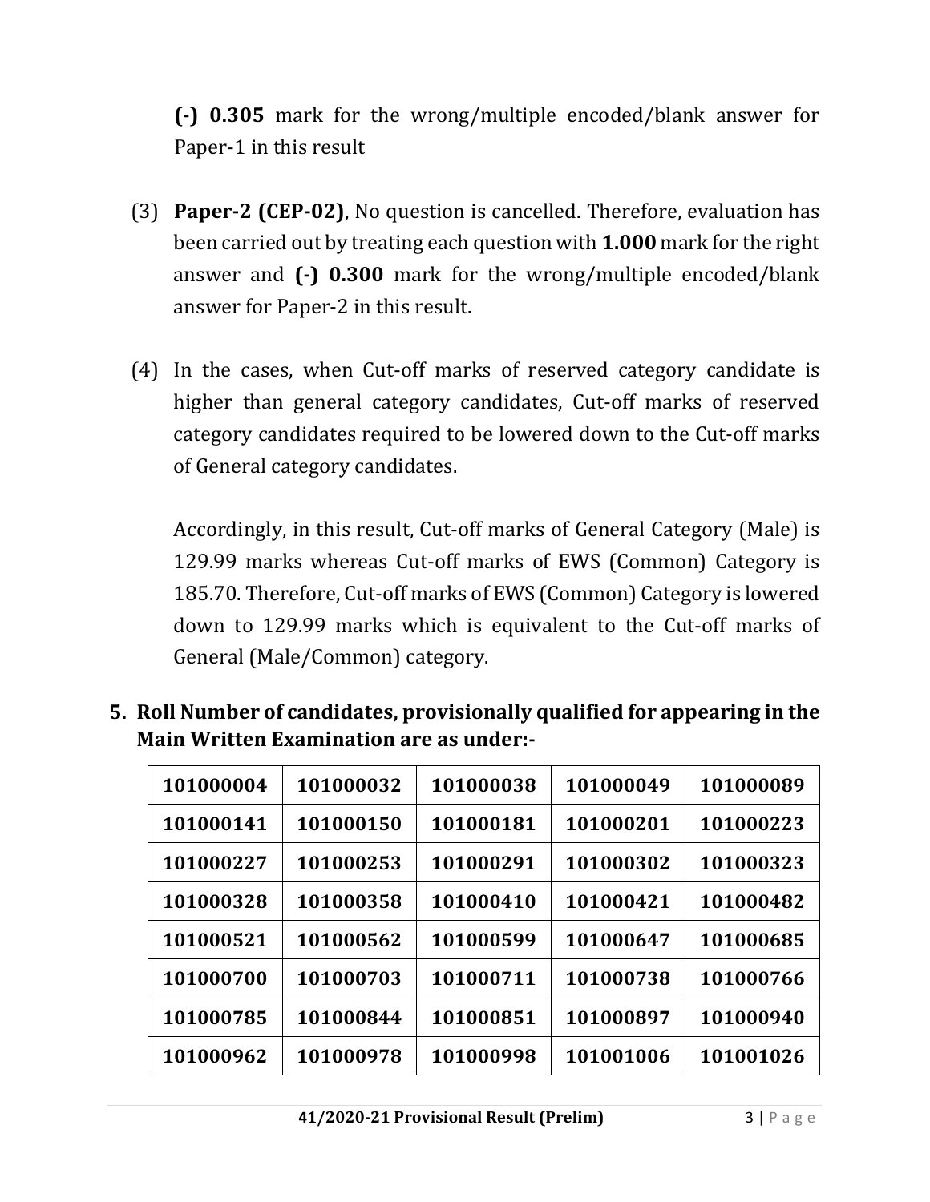**(-) 0.305** mark for the wrong/multiple encoded/blank answer for Paper-1 in this result

(3) **Paper-2 (CEP-02)**, No question is cancelled. Therefore, evaluation has been carried out by treating each question with **1.000** mark for the right answer and **(-) 0.300** mark for the wrong/multiple encoded/blank answer for Paper-2 in this result.

(4) In the cases, when Cut-off marks of reserved category candidate is higher than general category candidates, Cut-off marks of reserved category candidates required to be lowered down to the Cut-off marks of General category candidates.

Accordingly, in this result, Cut-off marks of General Category (Male) is 129.99 marks whereas Cut-off marks of EWS (Common) Category is 185.70. Therefore, Cut-off marks of EWS (Common) Category is lowered down to 129.99 marks which is equivalent to the Cut-off marks of General (Male/Common) category.

**5. Roll Number of candidates, provisionally qualified for appearing in the Main Written Examination are as under:-**

| | | | | |
|---|---|---|---|---|
| **101000004** | **101000032** | **101000038** | **101000049** | **101000089** |
| **101000141** | **101000150** | **101000181** | **101000201** | **101000223** |
| **101000227** | **101000253** | **101000291** | **101000302** | **101000323** |
| **101000328** | **101000358** | **101000410** | **101000421** | **101000482** |
| **101000521** | **101000562** | **101000599** | **101000647** | **101000685** |
| **101000700** | **101000703** | **101000711** | **101000738** | **101000766** |
| **101000785** | **101000844** | **101000851** | **101000897** | **101000940** |
| **101000962** | **101000978** | **101000998** | **101001006** | **101001026** |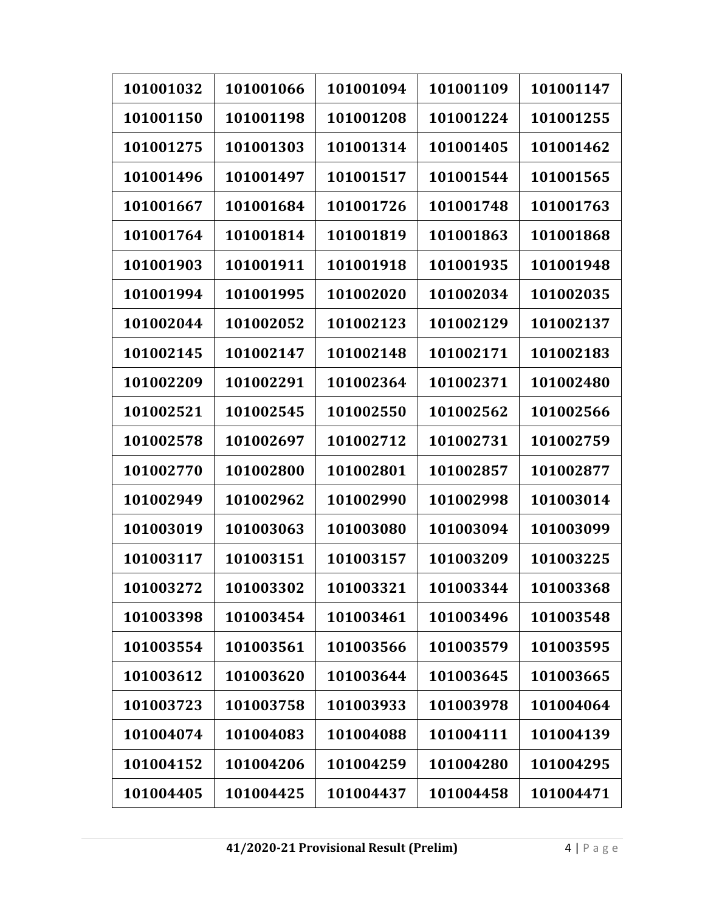| 101001032 | 101001066 | 101001094 | 101001109 | 101001147 |
|---|---|---|---|---|
| 101001150 | 101001198 | 101001208 | 101001224 | 101001255 |
| 101001275 | 101001303 | 101001314 | 101001405 | 101001462 |
| 101001496 | 101001497 | 101001517 | 101001544 | 101001565 |
| 101001667 | 101001684 | 101001726 | 101001748 | 101001763 |
| 101001764 | 101001814 | 101001819 | 101001863 | 101001868 |
| 101001903 | 101001911 | 101001918 | 101001935 | 101001948 |
| 101001994 | 101001995 | 101002020 | 101002034 | 101002035 |
| 101002044 | 101002052 | 101002123 | 101002129 | 101002137 |
| 101002145 | 101002147 | 101002148 | 101002171 | 101002183 |
| 101002209 | 101002291 | 101002364 | 101002371 | 101002480 |
| 101002521 | 101002545 | 101002550 | 101002562 | 101002566 |
| 101002578 | 101002697 | 101002712 | 101002731 | 101002759 |
| 101002770 | 101002800 | 101002801 | 101002857 | 101002877 |
| 101002949 | 101002962 | 101002990 | 101002998 | 101003014 |
| 101003019 | 101003063 | 101003080 | 101003094 | 101003099 |
| 101003117 | 101003151 | 101003157 | 101003209 | 101003225 |
| 101003272 | 101003302 | 101003321 | 101003344 | 101003368 |
| 101003398 | 101003454 | 101003461 | 101003496 | 101003548 |
| 101003554 | 101003561 | 101003566 | 101003579 | 101003595 |
| 101003612 | 101003620 | 101003644 | 101003645 | 101003665 |
| 101003723 | 101003758 | 101003933 | 101003978 | 101004064 |
| 101004074 | 101004083 | 101004088 | 101004111 | 101004139 |
| 101004152 | 101004206 | 101004259 | 101004280 | 101004295 |
| 101004405 | 101004425 | 101004437 | 101004458 | 101004471 |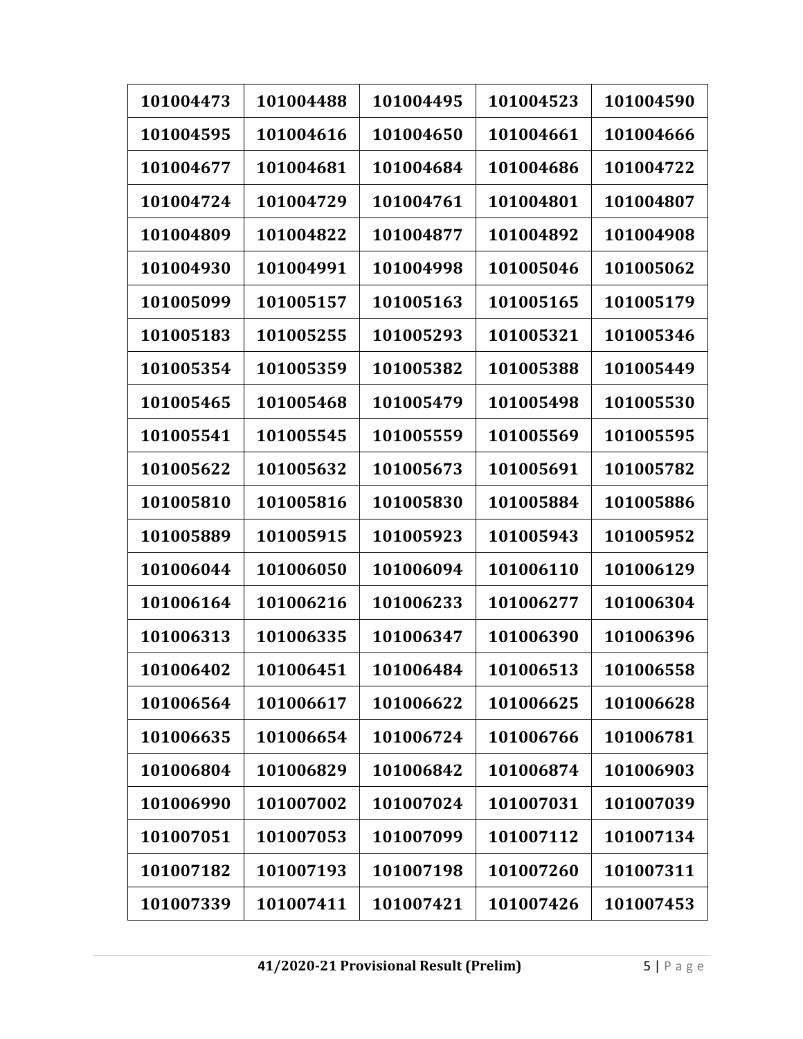| 101004473 | 101004488 | 101004495 | 101004523 | 101004590 |
|---|---|---|---|---|
| 101004595 | 101004616 | 101004650 | 101004661 | 101004666 |
| 101004677 | 101004681 | 101004684 | 101004686 | 101004722 |
| 101004724 | 101004729 | 101004761 | 101004801 | 101004807 |
| 101004809 | 101004822 | 101004877 | 101004892 | 101004908 |
| 101004930 | 101004991 | 101004998 | 101005046 | 101005062 |
| 101005099 | 101005157 | 101005163 | 101005165 | 101005179 |
| 101005183 | 101005255 | 101005293 | 101005321 | 101005346 |
| 101005354 | 101005359 | 101005382 | 101005388 | 101005449 |
| 101005465 | 101005468 | 101005479 | 101005498 | 101005530 |
| 101005541 | 101005545 | 101005559 | 101005569 | 101005595 |
| 101005622 | 101005632 | 101005673 | 101005691 | 101005782 |
| 101005810 | 101005816 | 101005830 | 101005884 | 101005886 |
| 101005889 | 101005915 | 101005923 | 101005943 | 101005952 |
| 101006044 | 101006050 | 101006094 | 101006110 | 101006129 |
| 101006164 | 101006216 | 101006233 | 101006277 | 101006304 |
| 101006313 | 101006335 | 101006347 | 101006390 | 101006396 |
| 101006402 | 101006451 | 101006484 | 101006513 | 101006558 |
| 101006564 | 101006617 | 101006622 | 101006625 | 101006628 |
| 101006635 | 101006654 | 101006724 | 101006766 | 101006781 |
| 101006804 | 101006829 | 101006842 | 101006874 | 101006903 |
| 101006990 | 101007002 | 101007024 | 101007031 | 101007039 |
| 101007051 | 101007053 | 101007099 | 101007112 | 101007134 |
| 101007182 | 101007193 | 101007198 | 101007260 | 101007311 |
| 101007339 | 101007411 | 101007421 | 101007426 | 101007453 |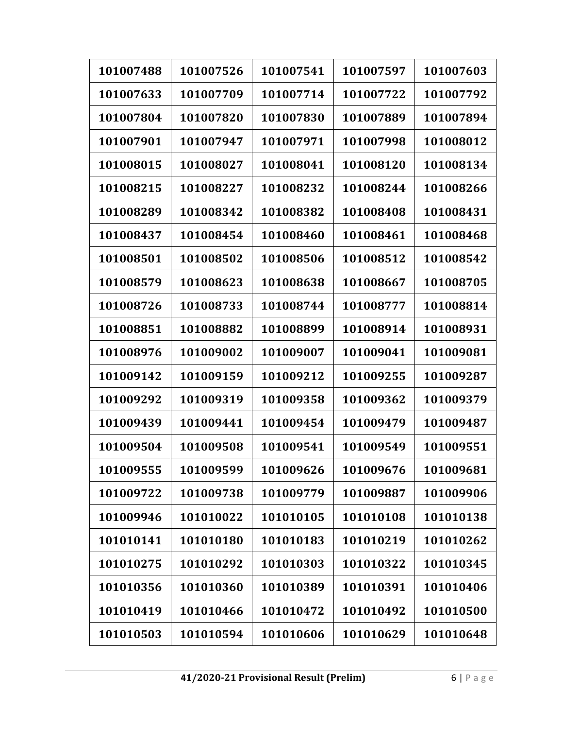| 101007488 | 101007526 | 101007541 | 101007597 | 101007603 |
|---|---|---|---|---|
| 101007633 | 101007709 | 101007714 | 101007722 | 101007792 |
| 101007804 | 101007820 | 101007830 | 101007889 | 101007894 |
| 101007901 | 101007947 | 101007971 | 101007998 | 101008012 |
| 101008015 | 101008027 | 101008041 | 101008120 | 101008134 |
| 101008215 | 101008227 | 101008232 | 101008244 | 101008266 |
| 101008289 | 101008342 | 101008382 | 101008408 | 101008431 |
| 101008437 | 101008454 | 101008460 | 101008461 | 101008468 |
| 101008501 | 101008502 | 101008506 | 101008512 | 101008542 |
| 101008579 | 101008623 | 101008638 | 101008667 | 101008705 |
| 101008726 | 101008733 | 101008744 | 101008777 | 101008814 |
| 101008851 | 101008882 | 101008899 | 101008914 | 101008931 |
| 101008976 | 101009002 | 101009007 | 101009041 | 101009081 |
| 101009142 | 101009159 | 101009212 | 101009255 | 101009287 |
| 101009292 | 101009319 | 101009358 | 101009362 | 101009379 |
| 101009439 | 101009441 | 101009454 | 101009479 | 101009487 |
| 101009504 | 101009508 | 101009541 | 101009549 | 101009551 |
| 101009555 | 101009599 | 101009626 | 101009676 | 101009681 |
| 101009722 | 101009738 | 101009779 | 101009887 | 101009906 |
| 101009946 | 101010022 | 101010105 | 101010108 | 101010138 |
| 101010141 | 101010180 | 101010183 | 101010219 | 101010262 |
| 101010275 | 101010292 | 101010303 | 101010322 | 101010345 |
| 101010356 | 101010360 | 101010389 | 101010391 | 101010406 |
| 101010419 | 101010466 | 101010472 | 101010492 | 101010500 |
| 101010503 | 101010594 | 101010606 | 101010629 | 101010648 |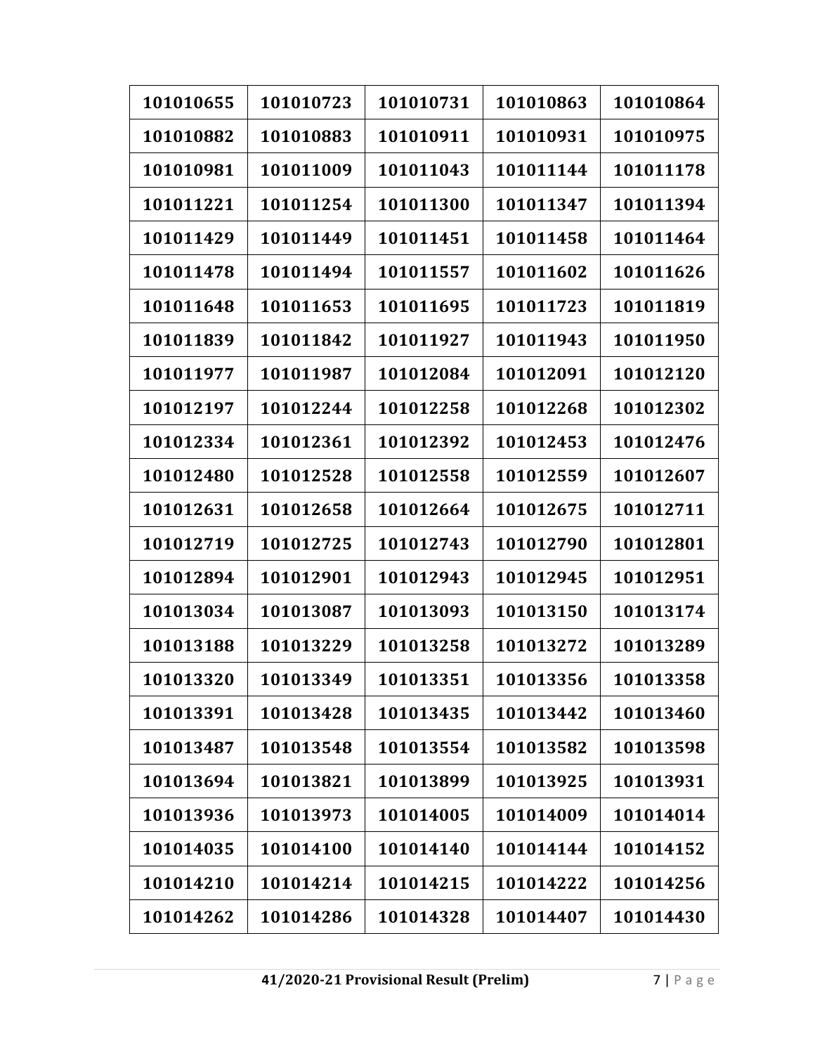| 101010655 | 101010723 | 101010731 | 101010863 | 101010864 |
|---|---|---|---|---|
| 101010882 | 101010883 | 101010911 | 101010931 | 101010975 |
| 101010981 | 101011009 | 101011043 | 101011144 | 101011178 |
| 101011221 | 101011254 | 101011300 | 101011347 | 101011394 |
| 101011429 | 101011449 | 101011451 | 101011458 | 101011464 |
| 101011478 | 101011494 | 101011557 | 101011602 | 101011626 |
| 101011648 | 101011653 | 101011695 | 101011723 | 101011819 |
| 101011839 | 101011842 | 101011927 | 101011943 | 101011950 |
| 101011977 | 101011987 | 101012084 | 101012091 | 101012120 |
| 101012197 | 101012244 | 101012258 | 101012268 | 101012302 |
| 101012334 | 101012361 | 101012392 | 101012453 | 101012476 |
| 101012480 | 101012528 | 101012558 | 101012559 | 101012607 |
| 101012631 | 101012658 | 101012664 | 101012675 | 101012711 |
| 101012719 | 101012725 | 101012743 | 101012790 | 101012801 |
| 101012894 | 101012901 | 101012943 | 101012945 | 101012951 |
| 101013034 | 101013087 | 101013093 | 101013150 | 101013174 |
| 101013188 | 101013229 | 101013258 | 101013272 | 101013289 |
| 101013320 | 101013349 | 101013351 | 101013356 | 101013358 |
| 101013391 | 101013428 | 101013435 | 101013442 | 101013460 |
| 101013487 | 101013548 | 101013554 | 101013582 | 101013598 |
| 101013694 | 101013821 | 101013899 | 101013925 | 101013931 |
| 101013936 | 101013973 | 101014005 | 101014009 | 101014014 |
| 101014035 | 101014100 | 101014140 | 101014144 | 101014152 |
| 101014210 | 101014214 | 101014215 | 101014222 | 101014256 |
| 101014262 | 101014286 | 101014328 | 101014407 | 101014430 |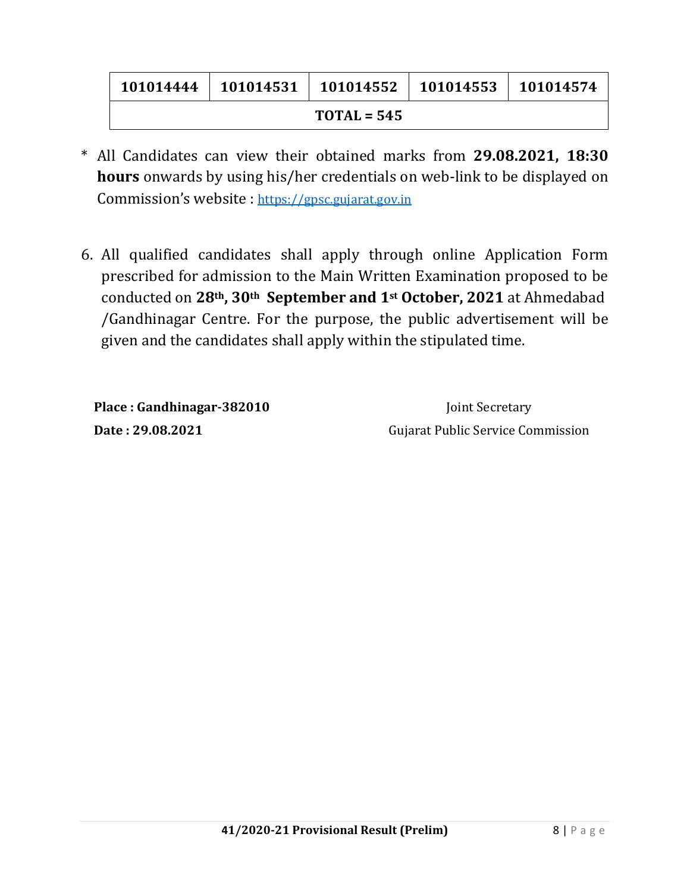| | | | | |
|---|---|---|---|---|
| **101014444** | **101014531** | **101014552** | **101014553** | **101014574** |
| **TOTAL = 545** | | | | |

* All Candidates can view their obtained marks from **29.08.2021, 18:30 hours** onwards by using his/her credentials on web-link to be displayed on Commission's website : https://gpsc.gujarat.gov.in

6. All qualified candidates shall apply through online Application Form prescribed for admission to the Main Written Examination proposed to be conducted on **28th, 30th September and 1st October, 2021** at Ahmedabad /Gandhinagar Centre. For the purpose, the public advertisement will be given and the candidates shall apply within the stipulated time.

**Place : Gandhinagar-382010**
**Date : 29.08.2021**

Joint Secretary
Gujarat Public Service Commission